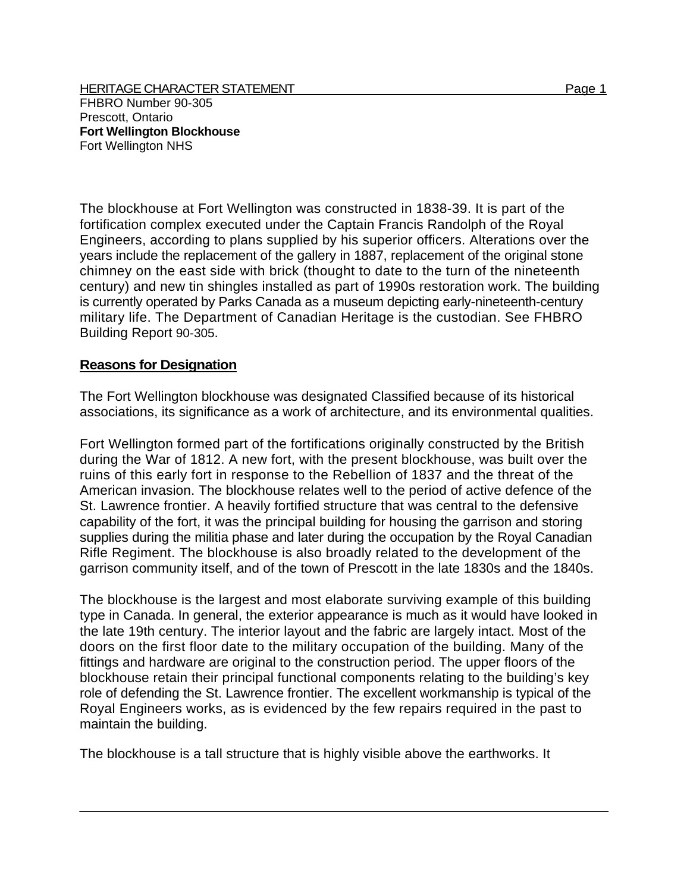HERITAGE CHARACTER STATEMENT

FHBRO Number 90-305
Prescott, Ontario
**Fort Wellington Blockhouse**
Fort Wellington NHS

The blockhouse at Fort Wellington was constructed in 1838-39. It is part of the fortification complex executed under the Captain Francis Randolph of the Royal Engineers, according to plans supplied by his superior officers. Alterations over the years include the replacement of the gallery in 1887, replacement of the original stone chimney on the east side with brick (thought to date to the turn of the nineteenth century) and new tin shingles installed as part of 1990s restoration work. The building is currently operated by Parks Canada as a museum depicting early-nineteenth-century military life. The Department of Canadian Heritage is the custodian. See FHBRO Building Report 90-305.

## Reasons for Designation

The Fort Wellington blockhouse was designated Classified because of its historical associations, its significance as a work of architecture, and its environmental qualities.

Fort Wellington formed part of the fortifications originally constructed by the British during the War of 1812. A new fort, with the present blockhouse, was built over the ruins of this early fort in response to the Rebellion of 1837 and the threat of the American invasion. The blockhouse relates well to the period of active defence of the St. Lawrence frontier. A heavily fortified structure that was central to the defensive capability of the fort, it was the principal building for housing the garrison and storing supplies during the militia phase and later during the occupation by the Royal Canadian Rifle Regiment. The blockhouse is also broadly related to the development of the garrison community itself, and of the town of Prescott in the late 1830s and the 1840s.

The blockhouse is the largest and most elaborate surviving example of this building type in Canada. In general, the exterior appearance is much as it would have looked in the late 19th century. The interior layout and the fabric are largely intact. Most of the doors on the first floor date to the military occupation of the building. Many of the fittings and hardware are original to the construction period. The upper floors of the blockhouse retain their principal functional components relating to the building's key role of defending the St. Lawrence frontier. The excellent workmanship is typical of the Royal Engineers works, as is evidenced by the few repairs required in the past to maintain the building.

The blockhouse is a tall structure that is highly visible above the earthworks. It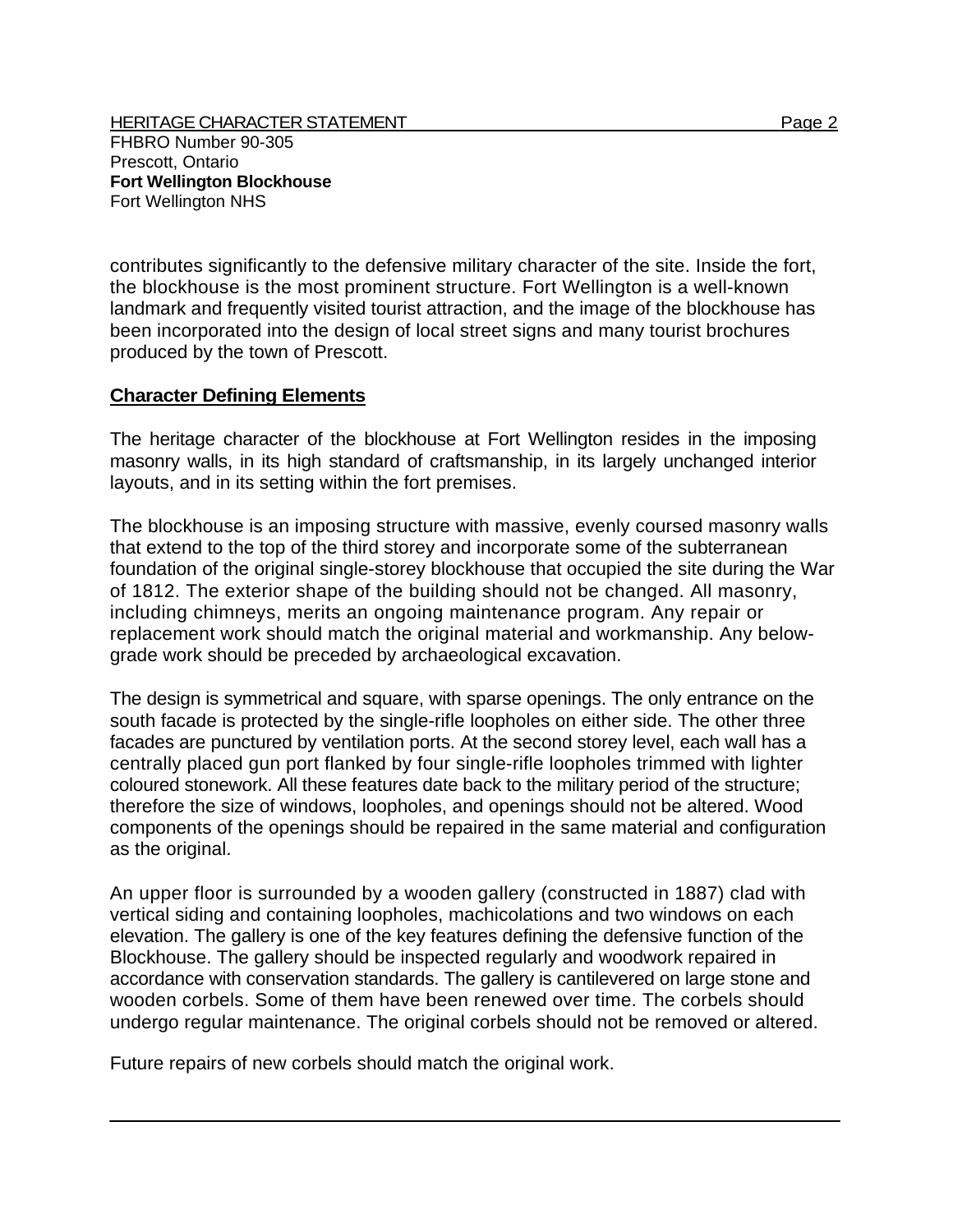contributes significantly to the defensive military character of the site. Inside the fort, the blockhouse is the most prominent structure. Fort Wellington is a well-known landmark and frequently visited tourist attraction, and the image of the blockhouse has been incorporated into the design of local street signs and many tourist brochures produced by the town of Prescott.

## Character Defining Elements

The heritage character of the blockhouse at Fort Wellington resides in the imposing masonry walls, in its high standard of craftsmanship, in its largely unchanged interior layouts, and in its setting within the fort premises.

The blockhouse is an imposing structure with massive, evenly coursed masonry walls that extend to the top of the third storey and incorporate some of the subterranean foundation of the original single-storey blockhouse that occupied the site during the War of 1812. The exterior shape of the building should not be changed. All masonry, including chimneys, merits an ongoing maintenance program. Any repair or replacement work should match the original material and workmanship. Any below-grade work should be preceded by archaeological excavation.

The design is symmetrical and square, with sparse openings. The only entrance on the south facade is protected by the single-rifle loopholes on either side. The other three facades are punctured by ventilation ports. At the second storey level, each wall has a centrally placed gun port flanked by four single-rifle loopholes trimmed with lighter coloured stonework. All these features date back to the military period of the structure; therefore the size of windows, loopholes, and openings should not be altered. Wood components of the openings should be repaired in the same material and configuration as the original.

An upper floor is surrounded by a wooden gallery (constructed in 1887) clad with vertical siding and containing loopholes, machicolations and two windows on each elevation. The gallery is one of the key features defining the defensive function of the Blockhouse. The gallery should be inspected regularly and woodwork repaired in accordance with conservation standards. The gallery is cantilevered on large stone and wooden corbels. Some of them have been renewed over time. The corbels should undergo regular maintenance. The original corbels should not be removed or altered.

Future repairs of new corbels should match the original work.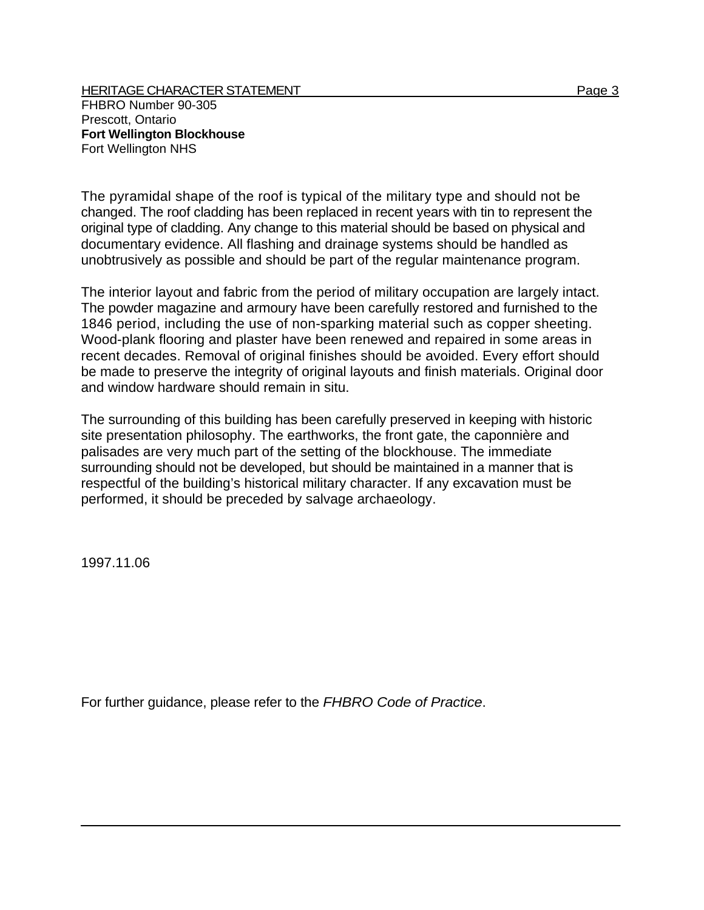The pyramidal shape of the roof is typical of the military type and should not be changed. The roof cladding has been replaced in recent years with tin to represent the original type of cladding. Any change to this material should be based on physical and documentary evidence. All flashing and drainage systems should be handled as unobtrusively as possible and should be part of the regular maintenance program.

The interior layout and fabric from the period of military occupation are largely intact. The powder magazine and armoury have been carefully restored and furnished to the 1846 period, including the use of non-sparking material such as copper sheeting. Wood-plank flooring and plaster have been renewed and repaired in some areas in recent decades. Removal of original finishes should be avoided. Every effort should be made to preserve the integrity of original layouts and finish materials. Original door and window hardware should remain in situ.

The surrounding of this building has been carefully preserved in keeping with historic site presentation philosophy. The earthworks, the front gate, the caponnière and palisades are very much part of the setting of the blockhouse. The immediate surrounding should not be developed, but should be maintained in a manner that is respectful of the building's historical military character. If any excavation must be performed, it should be preceded by salvage archaeology.

1997.11.06

For further guidance, please refer to the *FHBRO Code of Practice*.